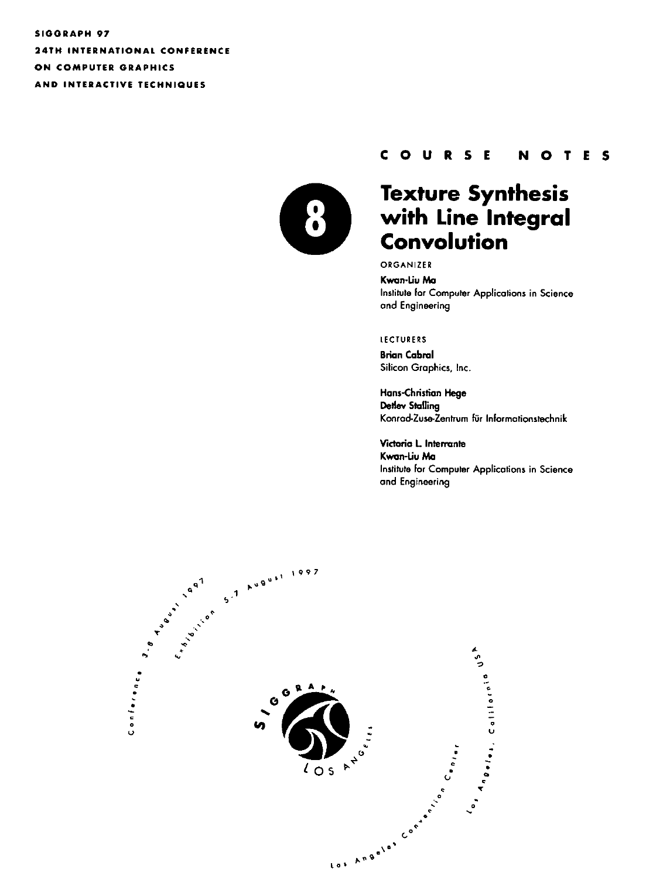SIGGRAPH 97
24TH INTERNATIONAL CONFERENCE
ON COMPUTER GRAPHICS
AND INTERACTIVE TECHNIQUES

COURSE NOTES

# 8 Texture Synthesis with Line Integral Convolution

ORGANIZER

**Kwan-Liu Ma**
Institute for Computer Applications in Science and Engineering

LECTURERS

**Brian Cabral**
Silicon Graphics, Inc.

**Hans-Christian Hege**
**Detlev Stalling**
Konrad-Zuse-Zentrum für Informationstechnik

**Victoria L. Interrante**
**Kwan-Liu Ma**
Institute for Computer Applications in Science and Engineering

Conference 3-8 August 1997
Exhibition 5-7 August 1997

SIGGRAPH LOS ANGELES

Los Angeles Convention Center
Los Angeles, California USA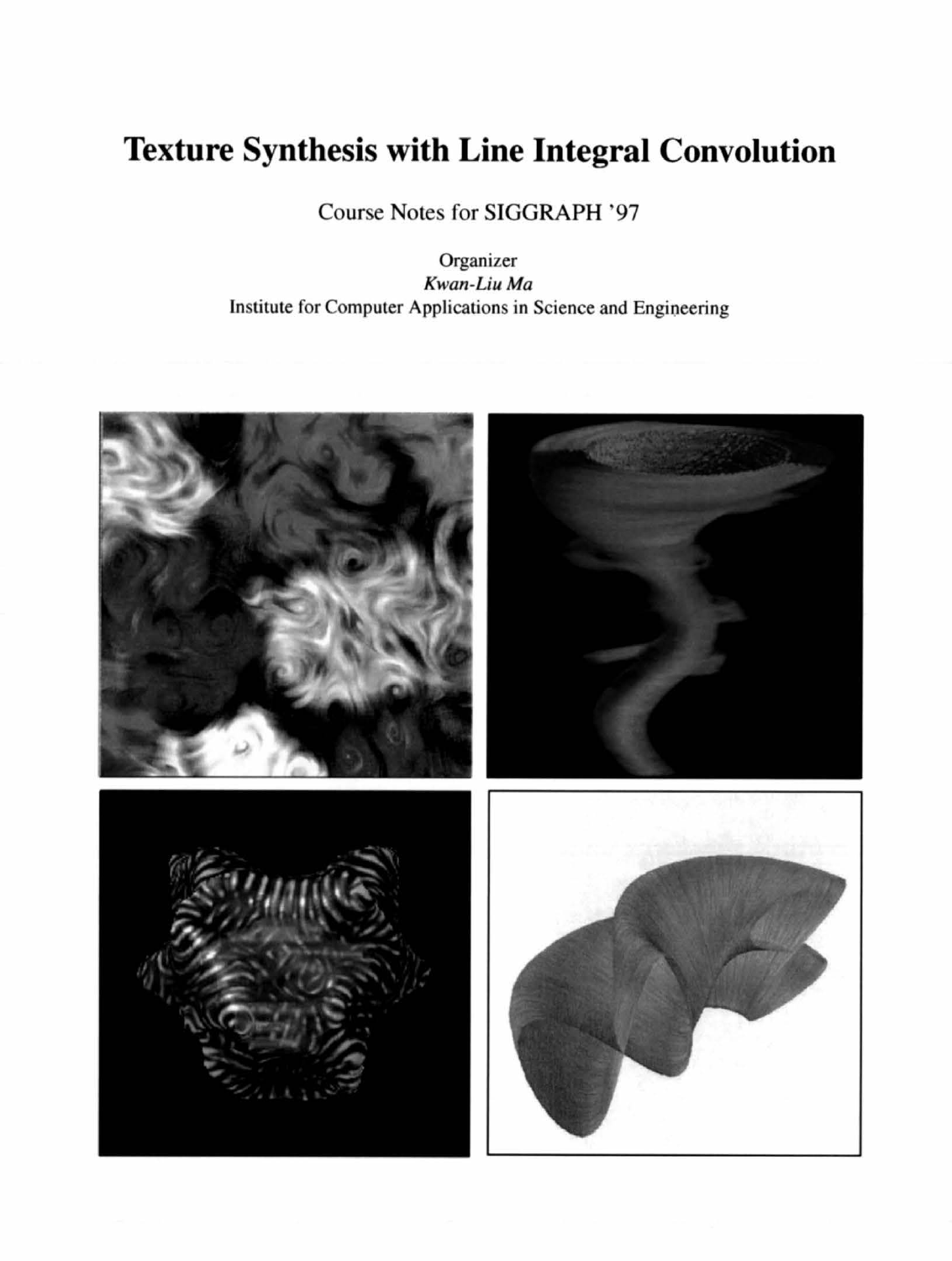# Texture Synthesis with Line Integral Convolution

Course Notes for SIGGRAPH '97

Organizer

*Kwan-Liu Ma*

Institute for Computer Applications in Science and Engineering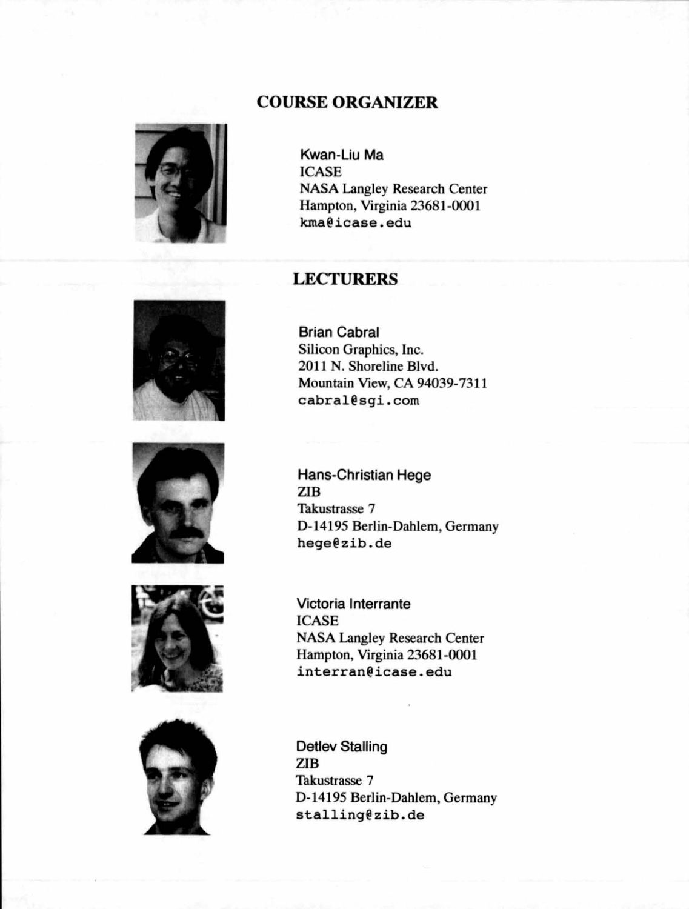## COURSE ORGANIZER

**Kwan-Liu Ma**
ICASE
NASA Langley Research Center
Hampton, Virginia 23681-0001
kma@icase.edu

## LECTURERS

**Brian Cabral**
Silicon Graphics, Inc.
2011 N. Shoreline Blvd.
Mountain View, CA 94039-7311
cabral@sgi.com

**Hans-Christian Hege**
ZIB
Takustrasse 7
D-14195 Berlin-Dahlem, Germany
hege@zib.de

**Victoria Interrante**
ICASE
NASA Langley Research Center
Hampton, Virginia 23681-0001
interran@icase.edu

**Detlev Stalling**
ZIB
Takustrasse 7
D-14195 Berlin-Dahlem, Germany
stalling@zib.de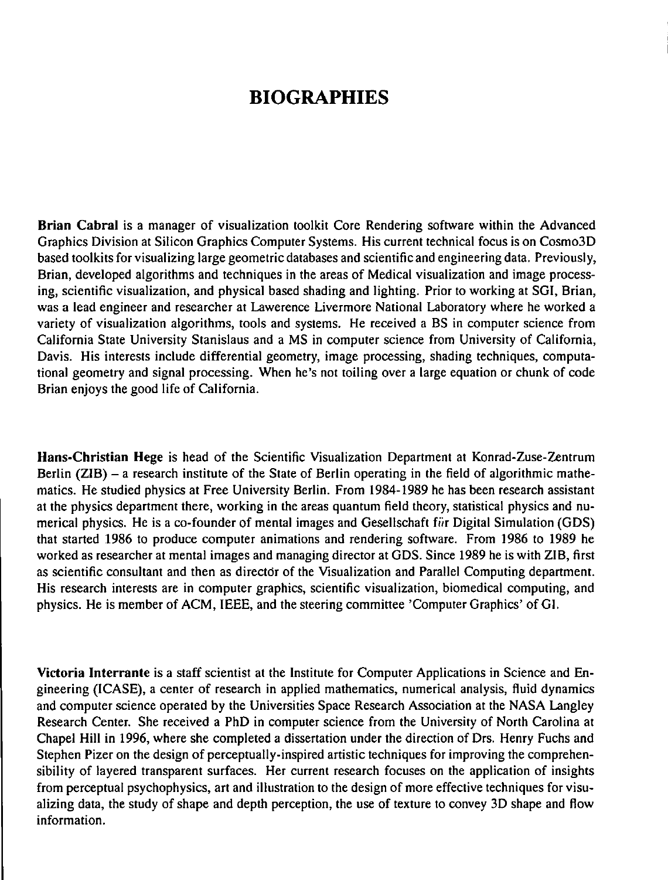# BIOGRAPHIES

**Brian Cabral** is a manager of visualization toolkit Core Rendering software within the Advanced Graphics Division at Silicon Graphics Computer Systems. His current technical focus is on Cosmo3D based toolkits for visualizing large geometric databases and scientific and engineering data. Previously, Brian, developed algorithms and techniques in the areas of Medical visualization and image processing, scientific visualization, and physical based shading and lighting. Prior to working at SGI, Brian, was a lead engineer and researcher at Lawerence Livermore National Laboratory where he worked a variety of visualization algorithms, tools and systems. He received a BS in computer science from California State University Stanislaus and a MS in computer science from University of California, Davis. His interests include differential geometry, image processing, shading techniques, computational geometry and signal processing. When he's not toiling over a large equation or chunk of code Brian enjoys the good life of California.

**Hans-Christian Hege** is head of the Scientific Visualization Department at Konrad-Zuse-Zentrum Berlin (ZIB) – a research institute of the State of Berlin operating in the field of algorithmic mathematics. He studied physics at Free University Berlin. From 1984-1989 he has been research assistant at the physics department there, working in the areas quantum field theory, statistical physics and numerical physics. He is a co-founder of mental images and Gesellschaft für Digital Simulation (GDS) that started 1986 to produce computer animations and rendering software. From 1986 to 1989 he worked as researcher at mental images and managing director at GDS. Since 1989 he is with ZIB, first as scientific consultant and then as director of the Visualization and Parallel Computing department. His research interests are in computer graphics, scientific visualization, biomedical computing, and physics. He is member of ACM, IEEE, and the steering committee 'Computer Graphics' of GI.

**Victoria Interrante** is a staff scientist at the Institute for Computer Applications in Science and Engineering (ICASE), a center of research in applied mathematics, numerical analysis, fluid dynamics and computer science operated by the Universities Space Research Association at the NASA Langley Research Center. She received a PhD in computer science from the University of North Carolina at Chapel Hill in 1996, where she completed a dissertation under the direction of Drs. Henry Fuchs and Stephen Pizer on the design of perceptually-inspired artistic techniques for improving the comprehensibility of layered transparent surfaces. Her current research focuses on the application of insights from perceptual psychophysics, art and illustration to the design of more effective techniques for visualizing data, the study of shape and depth perception, the use of texture to convey 3D shape and flow information.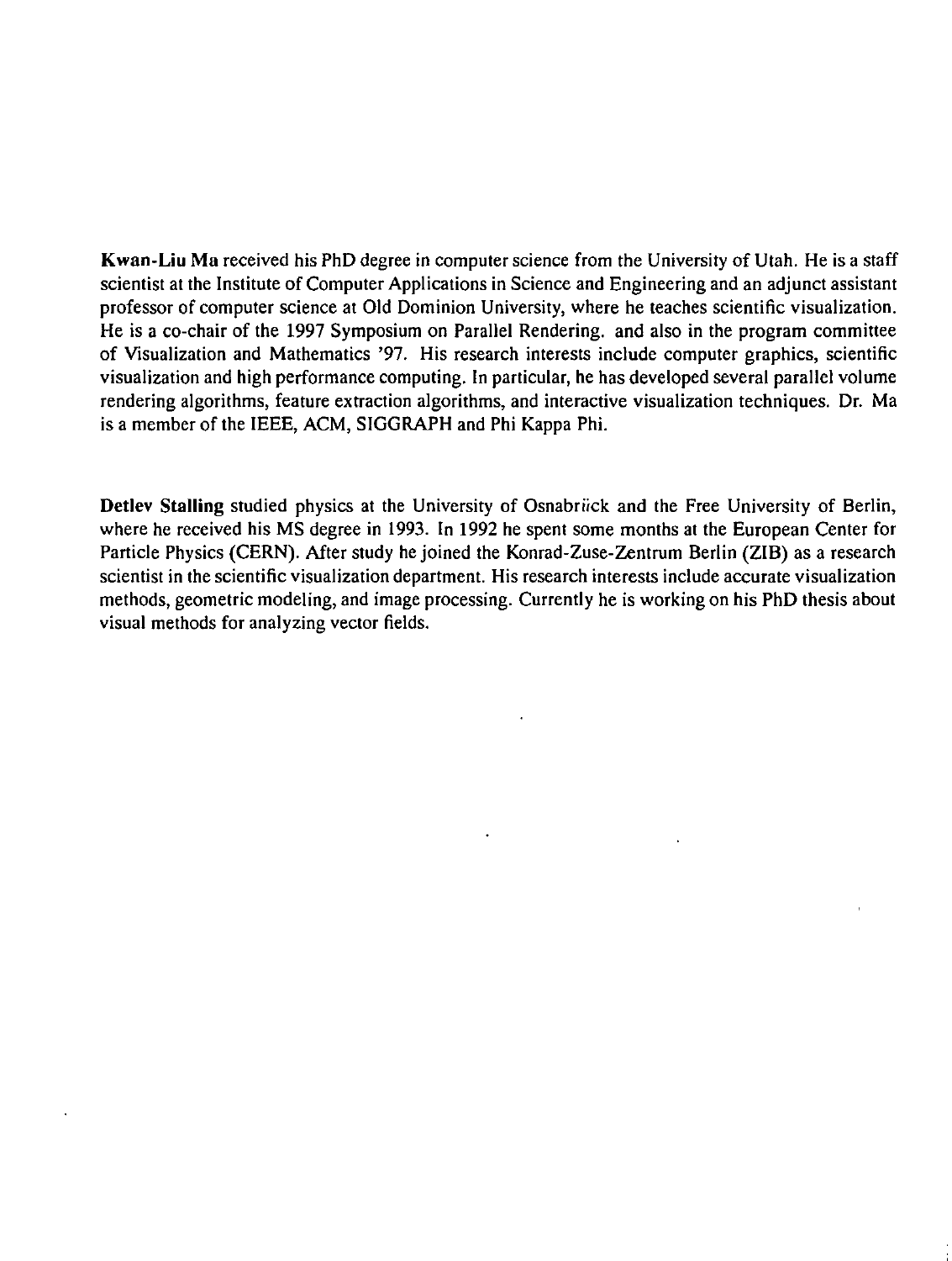**Kwan-Liu Ma** received his PhD degree in computer science from the University of Utah. He is a staff scientist at the Institute of Computer Applications in Science and Engineering and an adjunct assistant professor of computer science at Old Dominion University, where he teaches scientific visualization. He is a co-chair of the 1997 Symposium on Parallel Rendering. and also in the program committee of Visualization and Mathematics '97. His research interests include computer graphics, scientific visualization and high performance computing. In particular, he has developed several parallel volume rendering algorithms, feature extraction algorithms, and interactive visualization techniques. Dr. Ma is a member of the IEEE, ACM, SIGGRAPH and Phi Kappa Phi.

**Detlev Stalling** studied physics at the University of Osnabrück and the Free University of Berlin, where he received his MS degree in 1993. In 1992 he spent some months at the European Center for Particle Physics (CERN). After study he joined the Konrad-Zuse-Zentrum Berlin (ZIB) as a research scientist in the scientific visualization department. His research interests include accurate visualization methods, geometric modeling, and image processing. Currently he is working on his PhD thesis about visual methods for analyzing vector fields.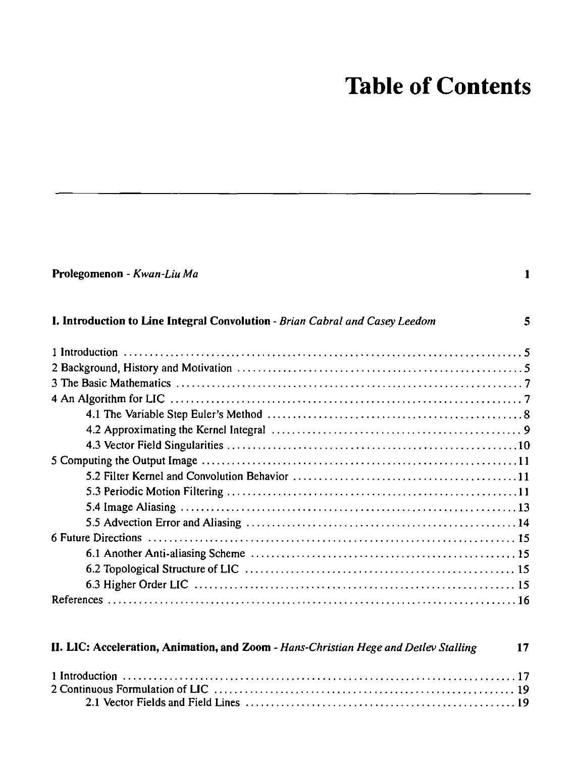# Table of Contents

**Prolegomenon** - *Kwan-Liu Ma* 1

**I. Introduction to Line Integral Convolution** - *Brian Cabral and Casey Leedom* 5

1 Introduction ........ 5
2 Background, History and Motivation ........ 5
3 The Basic Mathematics ........ 7
4 An Algorithm for LIC ........ 7
  4.1 The Variable Step Euler's Method ........ 8
  4.2 Approximating the Kernel Integral ........ 9
  4.3 Vector Field Singularities ........ 10
5 Computing the Output Image ........ 11
  5.2 Filter Kernel and Convolution Behavior ........ 11
  5.3 Periodic Motion Filtering ........ 11
  5.4 Image Aliasing ........ 13
  5.5 Advection Error and Aliasing ........ 14
6 Future Directions ........ 15
  6.1 Another Anti-aliasing Scheme ........ 15
  6.2 Topological Structure of LIC ........ 15
  6.3 Higher Order LIC ........ 15
References ........ 16

**II. LIC: Acceleration, Animation, and Zoom** - *Hans-Christian Hege and Detlev Stalling* 17

1 Introduction ........ 17
2 Continuous Formulation of LIC ........ 19
  2.1 Vector Fields and Field Lines ........ 19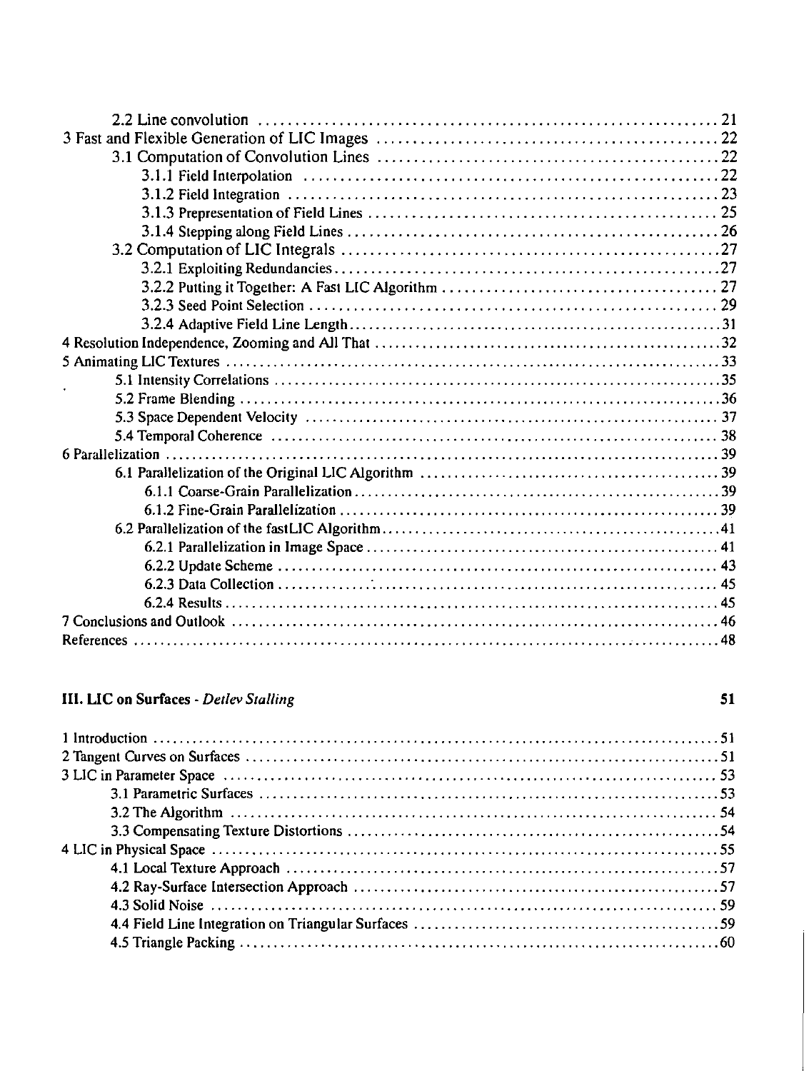2.2 Line convolution ........ 21
3 Fast and Flexible Generation of LIC Images ........ 22
3.1 Computation of Convolution Lines ........ 22
3.1.1 Field Interpolation ........ 22
3.1.2 Field Integration ........ 23
3.1.3 Prepresentation of Field Lines ........ 25
3.1.4 Stepping along Field Lines ........ 26
3.2 Computation of LIC Integrals ........ 27
3.2.1 Exploiting Redundancies ........ 27
3.2.2 Putting it Together: A Fast LIC Algorithm ........ 27
3.2.3 Seed Point Selection ........ 29
3.2.4 Adaptive Field Line Length ........ 31
4 Resolution Independence, Zooming and All That ........ 32
5 Animating LIC Textures ........ 33
5.1 Intensity Correlations ........ 35
5.2 Frame Blending ........ 36
5.3 Space Dependent Velocity ........ 37
5.4 Temporal Coherence ........ 38
6 Parallelization ........ 39
6.1 Parallelization of the Original LIC Algorithm ........ 39
6.1.1 Coarse-Grain Parallelization ........ 39
6.1.2 Fine-Grain Parallelization ........ 39
6.2 Parallelization of the fastLIC Algorithm ........ 41
6.2.1 Parallelization in Image Space ........ 41
6.2.2 Update Scheme ........ 43
6.2.3 Data Collection ........ 45
6.2.4 Results ........ 45
7 Conclusions and Outlook ........ 46
References ........ 48

**III. LIC on Surfaces** - *Detlev Stalling* **51**

1 Introduction ........ 51
2 Tangent Curves on Surfaces ........ 51
3 LIC in Parameter Space ........ 53
3.1 Parametric Surfaces ........ 53
3.2 The Algorithm ........ 54
3.3 Compensating Texture Distortions ........ 54
4 LIC in Physical Space ........ 55
4.1 Local Texture Approach ........ 57
4.2 Ray-Surface Intersection Approach ........ 57
4.3 Solid Noise ........ 59
4.4 Field Line Integration on Triangular Surfaces ........ 59
4.5 Triangle Packing ........ 60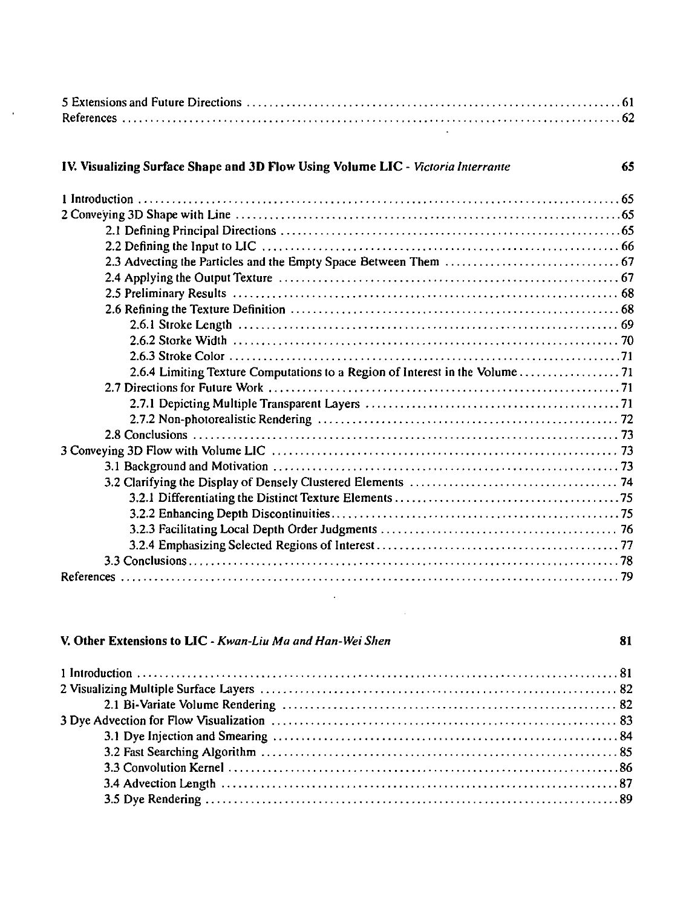5 Extensions and Future Directions ................................................................................. 61
References ................................................................................................................ 62

**IV. Visualizing Surface Shape and 3D Flow Using Volume LIC** - *Victoria Interrante* **65**

1 Introduction ............................................................................................................. 65
2 Conveying 3D Shape with Line .................................................................................. 65
  2.1 Defining Principal Directions .............................................................................. 65
  2.2 Defining the Input to LIC ................................................................................... 66
  2.3 Advecting the Particles and the Empty Space Between Them ................................. 67
  2.4 Applying the Output Texture ............................................................................... 67
  2.5 Preliminary Results ............................................................................................ 68
  2.6 Refining the Texture Definition ............................................................................ 68
    2.6.1 Stroke Length ................................................................................................ 69
    2.6.2 Storke Width ................................................................................................. 70
    2.6.3 Stroke Color .................................................................................................. 71
    2.6.4 Limiting Texture Computations to a Region of Interest in the Volume ................. 71
  2.7 Directions for Future Work ................................................................................. 71
    2.7.1 Depicting Multiple Transparent Layers ............................................................ 71
    2.7.2 Non-photorealistic Rendering ......................................................................... 72
  2.8 Conclusions ........................................................................................................ 73
3 Conveying 3D Flow with Volume LIC ......................................................................... 73
  3.1 Background and Motivation ................................................................................. 73
  3.2 Clarifying the Display of Densely Clustered Elements ........................................... 74
    3.2.1 Differentiating the Distinct Texture Elements .................................................. 75
    3.2.2 Enhancing Depth Discontinuities .................................................................... 75
    3.2.3 Facilitating Local Depth Order Judgments ....................................................... 76
    3.2.4 Emphasizing Selected Regions of Interest ........................................................ 77
  3.3 Conclusions ........................................................................................................ 78
References ................................................................................................................ 79

**V. Other Extensions to LIC** - *Kwan-Liu Ma and Han-Wei Shen* **81**

1 Introduction ............................................................................................................. 81
2 Visualizing Multiple Surface Layers ........................................................................... 82
  2.1 Bi-Variate Volume Rendering .............................................................................. 82
3 Dye Advection for Flow Visualization ......................................................................... 83
  3.1 Dye Injection and Smearing ................................................................................. 84
  3.2 Fast Searching Algorithm .................................................................................... 85
  3.3 Convolution Kernel ............................................................................................. 86
  3.4 Advection Length ................................................................................................ 87
  3.5 Dye Rendering .................................................................................................... 89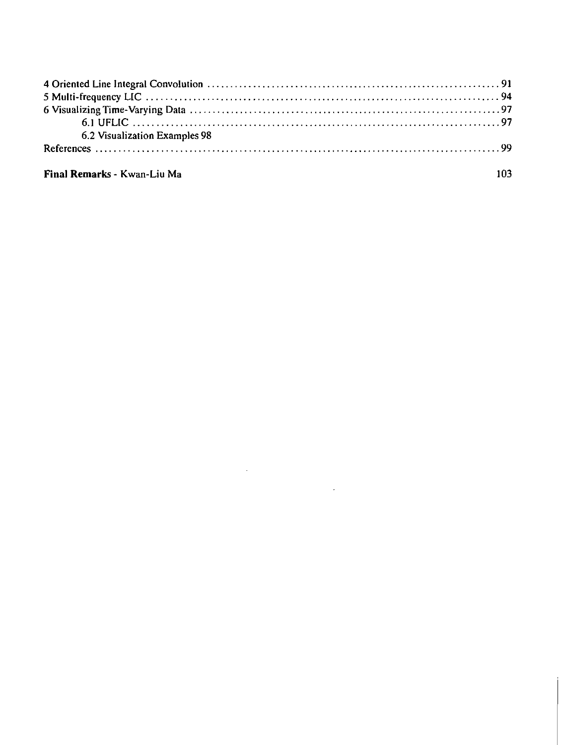4 Oriented Line Integral Convolution ..................................................................91
5 Multi-frequency LIC ..................................................................94
6 Visualizing Time-Varying Data ..................................................................97
    6.1 UFLIC ..................................................................97
    6.2 Visualization Examples 98
References ..................................................................99

**Final Remarks** - Kwan-Liu Ma 103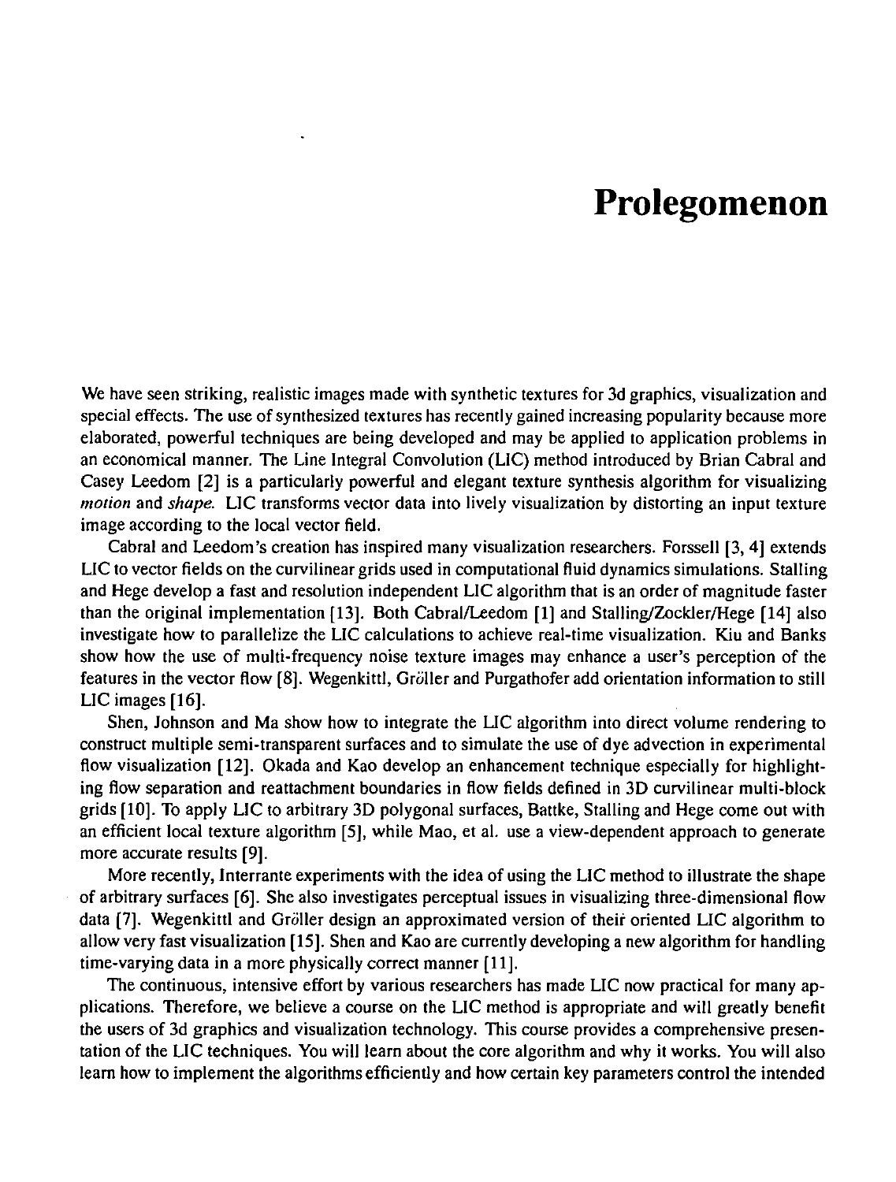# Prolegomenon

We have seen striking, realistic images made with synthetic textures for 3d graphics, visualization and special effects. The use of synthesized textures has recently gained increasing popularity because more elaborated, powerful techniques are being developed and may be applied to application problems in an economical manner. The Line Integral Convolution (LIC) method introduced by Brian Cabral and Casey Leedom [2] is a particularly powerful and elegant texture synthesis algorithm for visualizing *motion* and *shape*. LIC transforms vector data into lively visualization by distorting an input texture image according to the local vector field.

Cabral and Leedom's creation has inspired many visualization researchers. Forssell [3, 4] extends LIC to vector fields on the curvilinear grids used in computational fluid dynamics simulations. Stalling and Hege develop a fast and resolution independent LIC algorithm that is an order of magnitude faster than the original implementation [13]. Both Cabral/Leedom [1] and Stalling/Zockler/Hege [14] also investigate how to parallelize the LIC calculations to achieve real-time visualization. Kiu and Banks show how the use of multi-frequency noise texture images may enhance a user's perception of the features in the vector flow [8]. Wegenkittl, Gröller and Purgathofer add orientation information to still LIC images [16].

Shen, Johnson and Ma show how to integrate the LIC algorithm into direct volume rendering to construct multiple semi-transparent surfaces and to simulate the use of dye advection in experimental flow visualization [12]. Okada and Kao develop an enhancement technique especially for highlighting flow separation and reattachment boundaries in flow fields defined in 3D curvilinear multi-block grids [10]. To apply LIC to arbitrary 3D polygonal surfaces, Battke, Stalling and Hege come out with an efficient local texture algorithm [5], while Mao, et al. use a view-dependent approach to generate more accurate results [9].

More recently, Interrante experiments with the idea of using the LIC method to illustrate the shape of arbitrary surfaces [6]. She also investigates perceptual issues in visualizing three-dimensional flow data [7]. Wegenkittl and Gröller design an approximated version of their oriented LIC algorithm to allow very fast visualization [15]. Shen and Kao are currently developing a new algorithm for handling time-varying data in a more physically correct manner [11].

The continuous, intensive effort by various researchers has made LIC now practical for many applications. Therefore, we believe a course on the LIC method is appropriate and will greatly benefit the users of 3d graphics and visualization technology. This course provides a comprehensive presentation of the LIC techniques. You will learn about the core algorithm and why it works. You will also learn how to implement the algorithms efficiently and how certain key parameters control the intended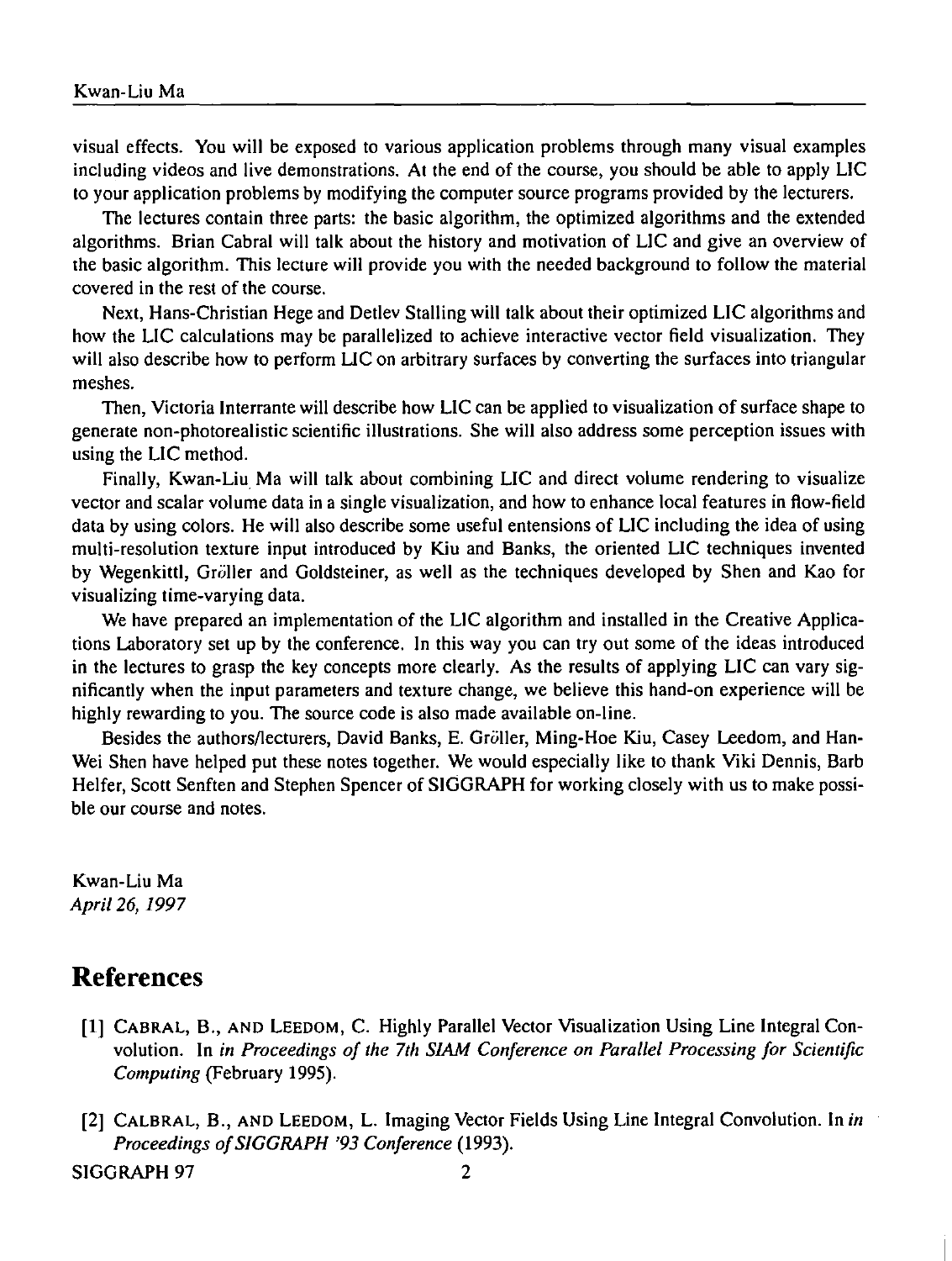visual effects. You will be exposed to various application problems through many visual examples including videos and live demonstrations. At the end of the course, you should be able to apply LIC to your application problems by modifying the computer source programs provided by the lecturers.

The lectures contain three parts: the basic algorithm, the optimized algorithms and the extended algorithms. Brian Cabral will talk about the history and motivation of LIC and give an overview of the basic algorithm. This lecture will provide you with the needed background to follow the material covered in the rest of the course.

Next, Hans-Christian Hege and Detlev Stalling will talk about their optimized LIC algorithms and how the LIC calculations may be parallelized to achieve interactive vector field visualization. They will also describe how to perform LIC on arbitrary surfaces by converting the surfaces into triangular meshes.

Then, Victoria Interrante will describe how LIC can be applied to visualization of surface shape to generate non-photorealistic scientific illustrations. She will also address some perception issues with using the LIC method.

Finally, Kwan-Liu Ma will talk about combining LIC and direct volume rendering to visualize vector and scalar volume data in a single visualization, and how to enhance local features in flow-field data by using colors. He will also describe some useful entensions of LIC including the idea of using multi-resolution texture input introduced by Kiu and Banks, the oriented LIC techniques invented by Wegenkittl, Gröller and Goldsteiner, as well as the techniques developed by Shen and Kao for visualizing time-varying data.

We have prepared an implementation of the LIC algorithm and installed in the Creative Applications Laboratory set up by the conference. In this way you can try out some of the ideas introduced in the lectures to grasp the key concepts more clearly. As the results of applying LIC can vary significantly when the input parameters and texture change, we believe this hand-on experience will be highly rewarding to you. The source code is also made available on-line.

Besides the authors/lecturers, David Banks, E. Gröller, Ming-Hoe Kiu, Casey Leedom, and Han-Wei Shen have helped put these notes together. We would especially like to thank Viki Dennis, Barb Helfer, Scott Senften and Stephen Spencer of SIGGRAPH for working closely with us to make possible our course and notes.

Kwan-Liu Ma
*April 26, 1997*

# References

[1] CABRAL, B., AND LEEDOM, C. Highly Parallel Vector Visualization Using Line Integral Convolution. In *in Proceedings of the 7th SIAM Conference on Parallel Processing for Scientific Computing* (February 1995).

[2] CALBRAL, B., AND LEEDOM, L. Imaging Vector Fields Using Line Integral Convolution. In *in Proceedings of SIGGRAPH '93 Conference* (1993).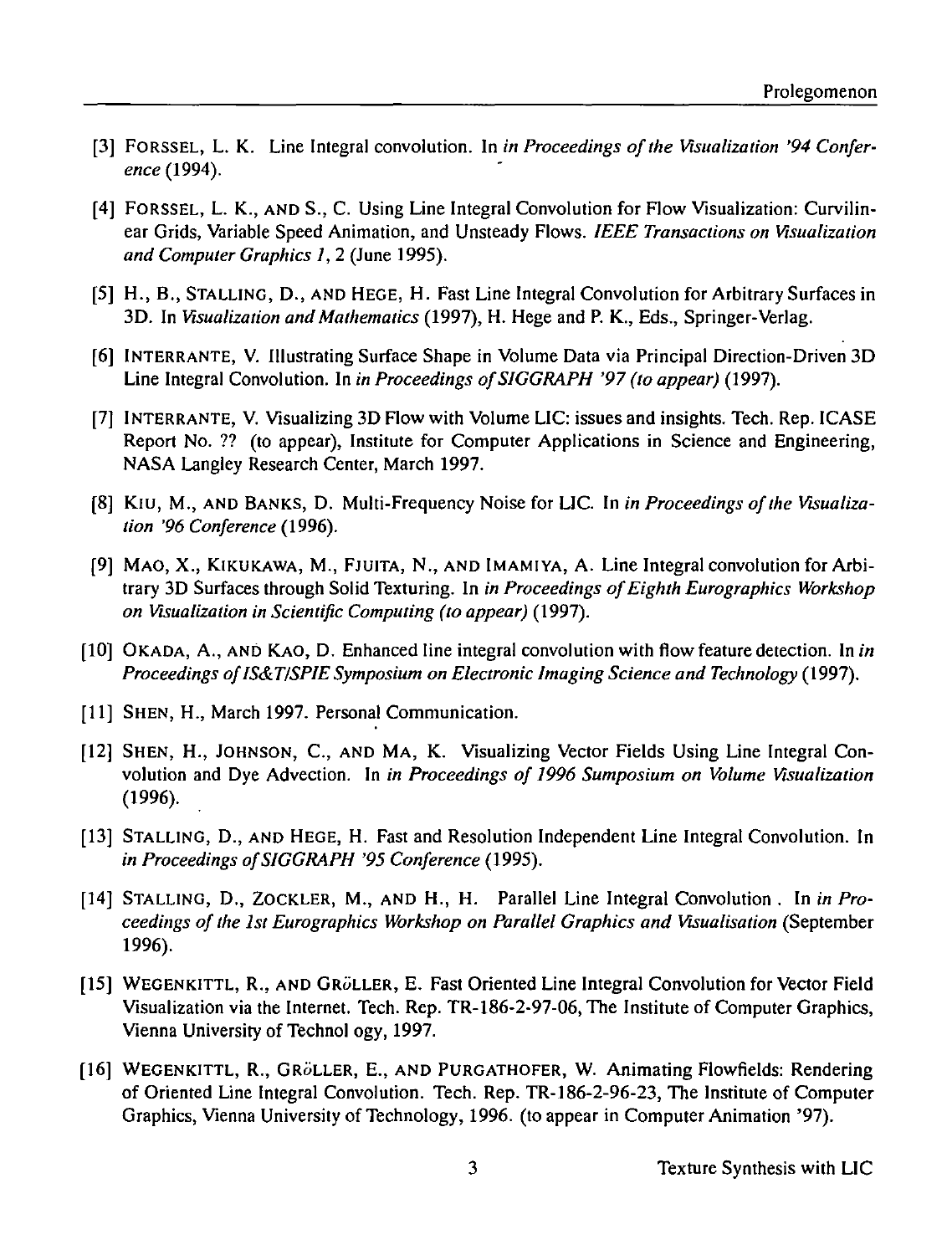[3] FORSSEL, L. K. Line Integral convolution. In *in Proceedings of the Visualization '94 Conference* (1994).

[4] FORSSEL, L. K., AND S., C. Using Line Integral Convolution for Flow Visualization: Curvilinear Grids, Variable Speed Animation, and Unsteady Flows. *IEEE Transactions on Visualization and Computer Graphics 1*, 2 (June 1995).

[5] H., B., STALLING, D., AND HEGE, H. Fast Line Integral Convolution for Arbitrary Surfaces in 3D. In *Visualization and Mathematics* (1997), H. Hege and P. K., Eds., Springer-Verlag.

[6] INTERRANTE, V. Illustrating Surface Shape in Volume Data via Principal Direction-Driven 3D Line Integral Convolution. In *in Proceedings of SIGGRAPH '97 (to appear)* (1997).

[7] INTERRANTE, V. Visualizing 3D Flow with Volume LIC: issues and insights. Tech. Rep. ICASE Report No. ?? (to appear), Institute for Computer Applications in Science and Engineering, NASA Langley Research Center, March 1997.

[8] KIU, M., AND BANKS, D. Multi-Frequency Noise for LIC. In *in Proceedings of the Visualization '96 Conference* (1996).

[9] MAO, X., KIKUKAWA, M., FJUITA, N., AND IMAMIYA, A. Line Integral convolution for Arbitrary 3D Surfaces through Solid Texturing. In *in Proceedings of Eighth Eurographics Workshop on Visualization in Scientific Computing (to appear)* (1997).

[10] OKADA, A., AND KAO, D. Enhanced line integral convolution with flow feature detection. In *in Proceedings of IS&T/SPIE Symposium on Electronic Imaging Science and Technology* (1997).

[11] SHEN, H., March 1997. Personal Communication.

[12] SHEN, H., JOHNSON, C., AND MA, K. Visualizing Vector Fields Using Line Integral Convolution and Dye Advection. In *in Proceedings of 1996 Sumposium on Volume Visualization* (1996).

[13] STALLING, D., AND HEGE, H. Fast and Resolution Independent Line Integral Convolution. In *in Proceedings of SIGGRAPH '95 Conference* (1995).

[14] STALLING, D., ZOCKLER, M., AND H., H. Parallel Line Integral Convolution . In *in Proceedings of the 1st Eurographics Workshop on Parallel Graphics and Visualisation* (September 1996).

[15] WEGENKITTL, R., AND GRÖLLER, E. Fast Oriented Line Integral Convolution for Vector Field Visualization via the Internet. Tech. Rep. TR-186-2-97-06, The Institute of Computer Graphics, Vienna University of Technol ogy, 1997.

[16] WEGENKITTL, R., GRÖLLER, E., AND PURGATHOFER, W. Animating Flowfields: Rendering of Oriented Line Integral Convolution. Tech. Rep. TR-186-2-96-23, The Institute of Computer Graphics, Vienna University of Technology, 1996. (to appear in Computer Animation '97).